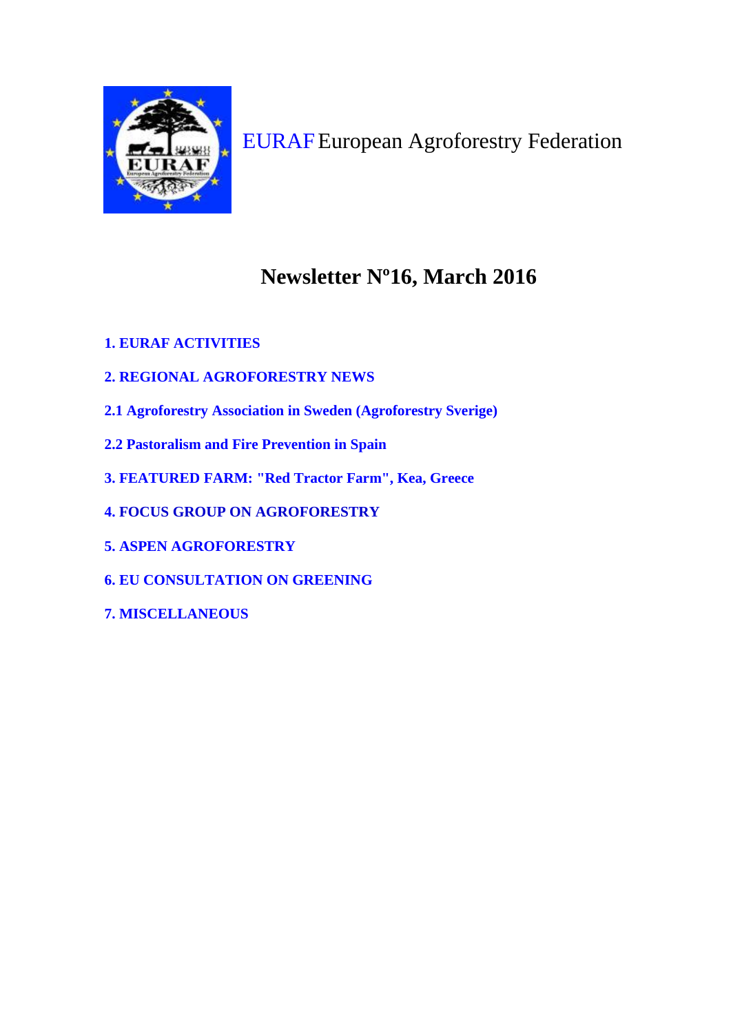EURAF European Agroforestry Federation

# Newsletter Nº16, March 2016

1. EURAF ACTIVITIES

2. REGIONAL AGROFORESTRY NEWS

2.1 Agroforestry Association in Sweden (Agroforestry Sverige)

2.2 Pastoralism and Fire Prevention in Spain

3. FEATURED FARM: "Red Tractor Farm", Kea, Greece

4. FOCUS GROUP ON AGROFORESTRY

5. ASPEN AGROFORESTRY

6. EU CONSULTATION ON GREENING

7. MISCELLANEOUS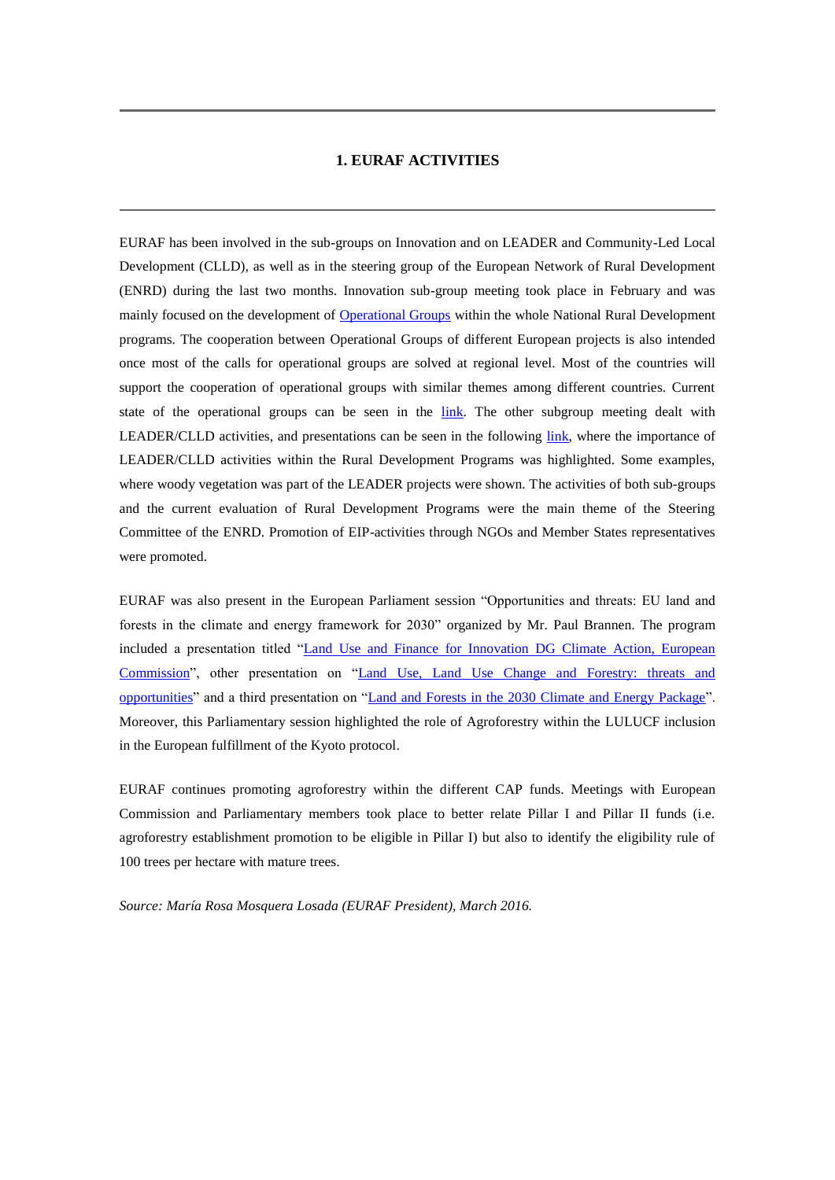# 1. EURAF ACTIVITIES

EURAF has been involved in the sub-groups on Innovation and on LEADER and Community-Led Local Development (CLLD), as well as in the steering group of the European Network of Rural Development (ENRD) during the last two months. Innovation sub-group meeting took place in February and was mainly focused on the development of [Operational Groups]() within the whole National Rural Development programs. The cooperation between Operational Groups of different European projects is also intended once most of the calls for operational groups are solved at regional level. Most of the countries will support the cooperation of operational groups with similar themes among different countries. Current state of the operational groups can be seen in the [link](). The other subgroup meeting dealt with LEADER/CLLD activities, and presentations can be seen in the following [link](), where the importance of LEADER/CLLD activities within the Rural Development Programs was highlighted. Some examples, where woody vegetation was part of the LEADER projects were shown. The activities of both sub-groups and the current evaluation of Rural Development Programs were the main theme of the Steering Committee of the ENRD. Promotion of EIP-activities through NGOs and Member States representatives were promoted.

EURAF was also present in the European Parliament session "Opportunities and threats: EU land and forests in the climate and energy framework for 2030" organized by Mr. Paul Brannen. The program included a presentation titled "[Land Use and Finance for Innovation DG Climate Action, European Commission]()", other presentation on "[Land Use, Land Use Change and Forestry: threats and opportunities]()" and a third presentation on "[Land and Forests in the 2030 Climate and Energy Package]()". Moreover, this Parliamentary session highlighted the role of Agroforestry within the LULUCF inclusion in the European fulfillment of the Kyoto protocol.

EURAF continues promoting agroforestry within the different CAP funds. Meetings with European Commission and Parliamentary members took place to better relate Pillar I and Pillar II funds (i.e. agroforestry establishment promotion to be eligible in Pillar I) but also to identify the eligibility rule of 100 trees per hectare with mature trees.

*Source: María Rosa Mosquera Losada (EURAF President), March 2016.*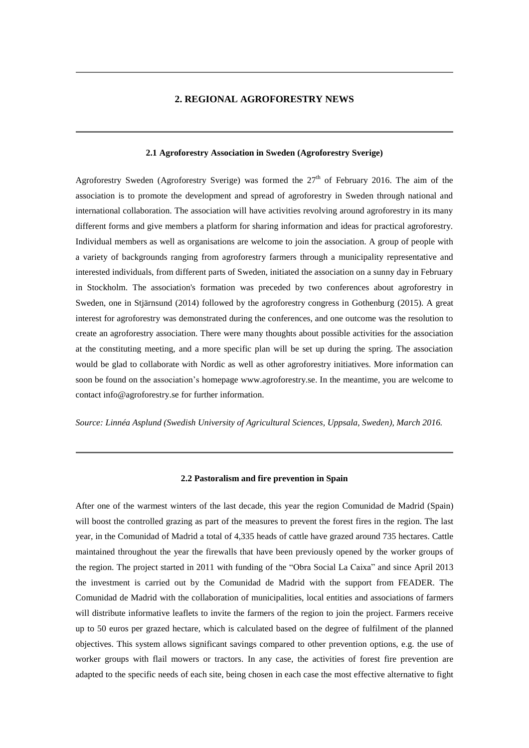## 2. REGIONAL AGROFORESTRY NEWS

### 2.1 Agroforestry Association in Sweden (Agroforestry Sverige)

Agroforestry Sweden (Agroforestry Sverige) was formed the $27^{th}$ of February 2016. The aim of the association is to promote the development and spread of agroforestry in Sweden through national and international collaboration. The association will have activities revolving around agroforestry in its many different forms and give members a platform for sharing information and ideas for practical agroforestry. Individual members as well as organisations are welcome to join the association. A group of people with a variety of backgrounds ranging from agroforestry farmers through a municipality representative and interested individuals, from different parts of Sweden, initiated the association on a sunny day in February in Stockholm. The association's formation was preceded by two conferences about agroforestry in Sweden, one in Stjärnsund (2014) followed by the agroforestry congress in Gothenburg (2015). A great interest for agroforestry was demonstrated during the conferences, and one outcome was the resolution to create an agroforestry association. There were many thoughts about possible activities for the association at the constituting meeting, and a more specific plan will be set up during the spring. The association would be glad to collaborate with Nordic as well as other agroforestry initiatives. More information can soon be found on the association's homepage www.agroforestry.se. In the meantime, you are welcome to contact info@agroforestry.se for further information.

*Source: Linnéa Asplund (Swedish University of Agricultural Sciences, Uppsala, Sweden), March 2016.*

### 2.2 Pastoralism and fire prevention in Spain

After one of the warmest winters of the last decade, this year the region Comunidad de Madrid (Spain) will boost the controlled grazing as part of the measures to prevent the forest fires in the region. The last year, in the Comunidad of Madrid a total of 4,335 heads of cattle have grazed around 735 hectares. Cattle maintained throughout the year the firewalls that have been previously opened by the worker groups of the region. The project started in 2011 with funding of the "Obra Social La Caixa" and since April 2013 the investment is carried out by the Comunidad de Madrid with the support from FEADER. The Comunidad de Madrid with the collaboration of municipalities, local entities and associations of farmers will distribute informative leaflets to invite the farmers of the region to join the project. Farmers receive up to 50 euros per grazed hectare, which is calculated based on the degree of fulfilment of the planned objectives. This system allows significant savings compared to other prevention options, e.g. the use of worker groups with flail mowers or tractors. In any case, the activities of forest fire prevention are adapted to the specific needs of each site, being chosen in each case the most effective alternative to fight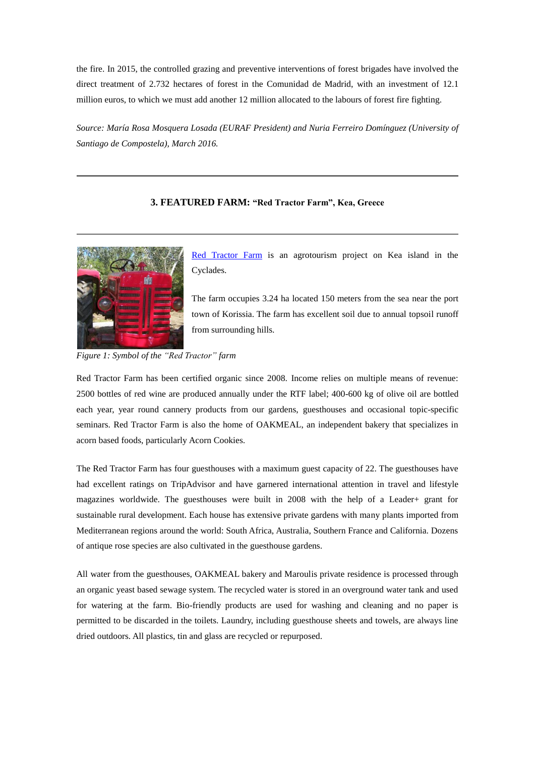the fire. In 2015, the controlled grazing and preventive interventions of forest brigades have involved the direct treatment of 2.732 hectares of forest in the Comunidad de Madrid, with an investment of 12.1 million euros, to which we must add another 12 million allocated to the labours of forest fire fighting.

*Source: María Rosa Mosquera Losada (EURAF President) and Nuria Ferreiro Domínguez (University of Santiago de Compostela), March 2016.*

---

### 3. FEATURED FARM: "Red Tractor Farm", Kea, Greece

---

Red Tractor Farm is an agrotourism project on Kea island in the Cyclades.

The farm occupies 3.24 ha located 150 meters from the sea near the port town of Korissia. The farm has excellent soil due to annual topsoil runoff from surrounding hills.

*Figure 1: Symbol of the "Red Tractor" farm*

Red Tractor Farm has been certified organic since 2008. Income relies on multiple means of revenue: 2500 bottles of red wine are produced annually under the RTF label; 400-600 kg of olive oil are bottled each year, year round cannery products from our gardens, guesthouses and occasional topic-specific seminars. Red Tractor Farm is also the home of OAKMEAL, an independent bakery that specializes in acorn based foods, particularly Acorn Cookies.

The Red Tractor Farm has four guesthouses with a maximum guest capacity of 22. The guesthouses have had excellent ratings on TripAdvisor and have garnered international attention in travel and lifestyle magazines worldwide. The guesthouses were built in 2008 with the help of a Leader+ grant for sustainable rural development. Each house has extensive private gardens with many plants imported from Mediterranean regions around the world: South Africa, Australia, Southern France and California. Dozens of antique rose species are also cultivated in the guesthouse gardens.

All water from the guesthouses, OAKMEAL bakery and Maroulis private residence is processed through an organic yeast based sewage system. The recycled water is stored in an overground water tank and used for watering at the farm. Bio-friendly products are used for washing and cleaning and no paper is permitted to be discarded in the toilets. Laundry, including guesthouse sheets and towels, are always line dried outdoors. All plastics, tin and glass are recycled or repurposed.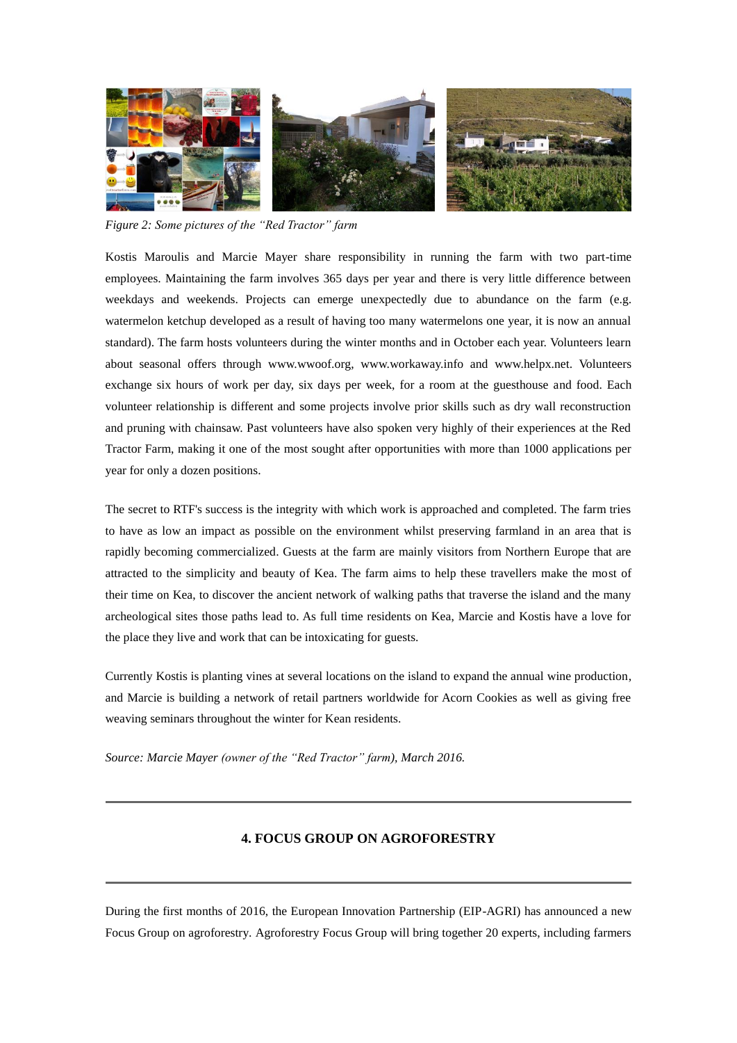*Figure 2: Some pictures of the "Red Tractor" farm*

Kostis Maroulis and Marcie Mayer share responsibility in running the farm with two part-time employees. Maintaining the farm involves 365 days per year and there is very little difference between weekdays and weekends. Projects can emerge unexpectedly due to abundance on the farm (e.g. watermelon ketchup developed as a result of having too many watermelons one year, it is now an annual standard). The farm hosts volunteers during the winter months and in October each year. Volunteers learn about seasonal offers through www.wwoof.org, www.workaway.info and www.helpx.net. Volunteers exchange six hours of work per day, six days per week, for a room at the guesthouse and food. Each volunteer relationship is different and some projects involve prior skills such as dry wall reconstruction and pruning with chainsaw. Past volunteers have also spoken very highly of their experiences at the Red Tractor Farm, making it one of the most sought after opportunities with more than 1000 applications per year for only a dozen positions.

The secret to RTF's success is the integrity with which work is approached and completed. The farm tries to have as low an impact as possible on the environment whilst preserving farmland in an area that is rapidly becoming commercialized. Guests at the farm are mainly visitors from Northern Europe that are attracted to the simplicity and beauty of Kea. The farm aims to help these travellers make the most of their time on Kea, to discover the ancient network of walking paths that traverse the island and the many archeological sites those paths lead to. As full time residents on Kea, Marcie and Kostis have a love for the place they live and work that can be intoxicating for guests.

Currently Kostis is planting vines at several locations on the island to expand the annual wine production, and Marcie is building a network of retail partners worldwide for Acorn Cookies as well as giving free weaving seminars throughout the winter for Kean residents.

*Source: Marcie Mayer (owner of the "Red Tractor" farm), March 2016.*

---

## 4. FOCUS GROUP ON AGROFORESTRY

---

During the first months of 2016, the European Innovation Partnership (EIP-AGRI) has announced a new Focus Group on agroforestry. Agroforestry Focus Group will bring together 20 experts, including farmers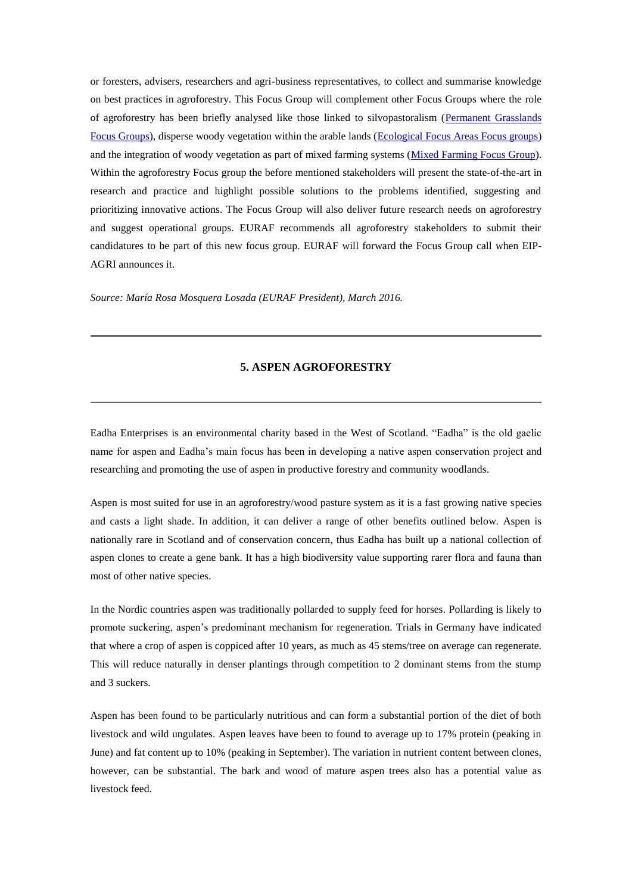or foresters, advisers, researchers and agri-business representatives, to collect and summarise knowledge on best practices in agroforestry. This Focus Group will complement other Focus Groups where the role of agroforestry has been briefly analysed like those linked to silvopastoralism (Permanent Grasslands Focus Groups), disperse woody vegetation within the arable lands (Ecological Focus Areas Focus groups) and the integration of woody vegetation as part of mixed farming systems (Mixed Farming Focus Group). Within the agroforestry Focus group the before mentioned stakeholders will present the state-of-the-art in research and practice and highlight possible solutions to the problems identified, suggesting and prioritizing innovative actions. The Focus Group will also deliver future research needs on agroforestry and suggest operational groups. EURAF recommends all agroforestry stakeholders to submit their candidatures to be part of this new focus group. EURAF will forward the Focus Group call when EIP-AGRI announces it.

*Source: María Rosa Mosquera Losada (EURAF President), March 2016.*

---

## 5. ASPEN AGROFORESTRY

---

Eadha Enterprises is an environmental charity based in the West of Scotland. "Eadha" is the old gaelic name for aspen and Eadha's main focus has been in developing a native aspen conservation project and researching and promoting the use of aspen in productive forestry and community woodlands.

Aspen is most suited for use in an agroforestry/wood pasture system as it is a fast growing native species and casts a light shade. In addition, it can deliver a range of other benefits outlined below. Aspen is nationally rare in Scotland and of conservation concern, thus Eadha has built up a national collection of aspen clones to create a gene bank. It has a high biodiversity value supporting rarer flora and fauna than most of other native species.

In the Nordic countries aspen was traditionally pollarded to supply feed for horses. Pollarding is likely to promote suckering, aspen's predominant mechanism for regeneration. Trials in Germany have indicated that where a crop of aspen is coppiced after 10 years, as much as 45 stems/tree on average can regenerate. This will reduce naturally in denser plantings through competition to 2 dominant stems from the stump and 3 suckers.

Aspen has been found to be particularly nutritious and can form a substantial portion of the diet of both livestock and wild ungulates. Aspen leaves have been to found to average up to 17% protein (peaking in June) and fat content up to 10% (peaking in September). The variation in nutrient content between clones, however, can be substantial. The bark and wood of mature aspen trees also has a potential value as livestock feed.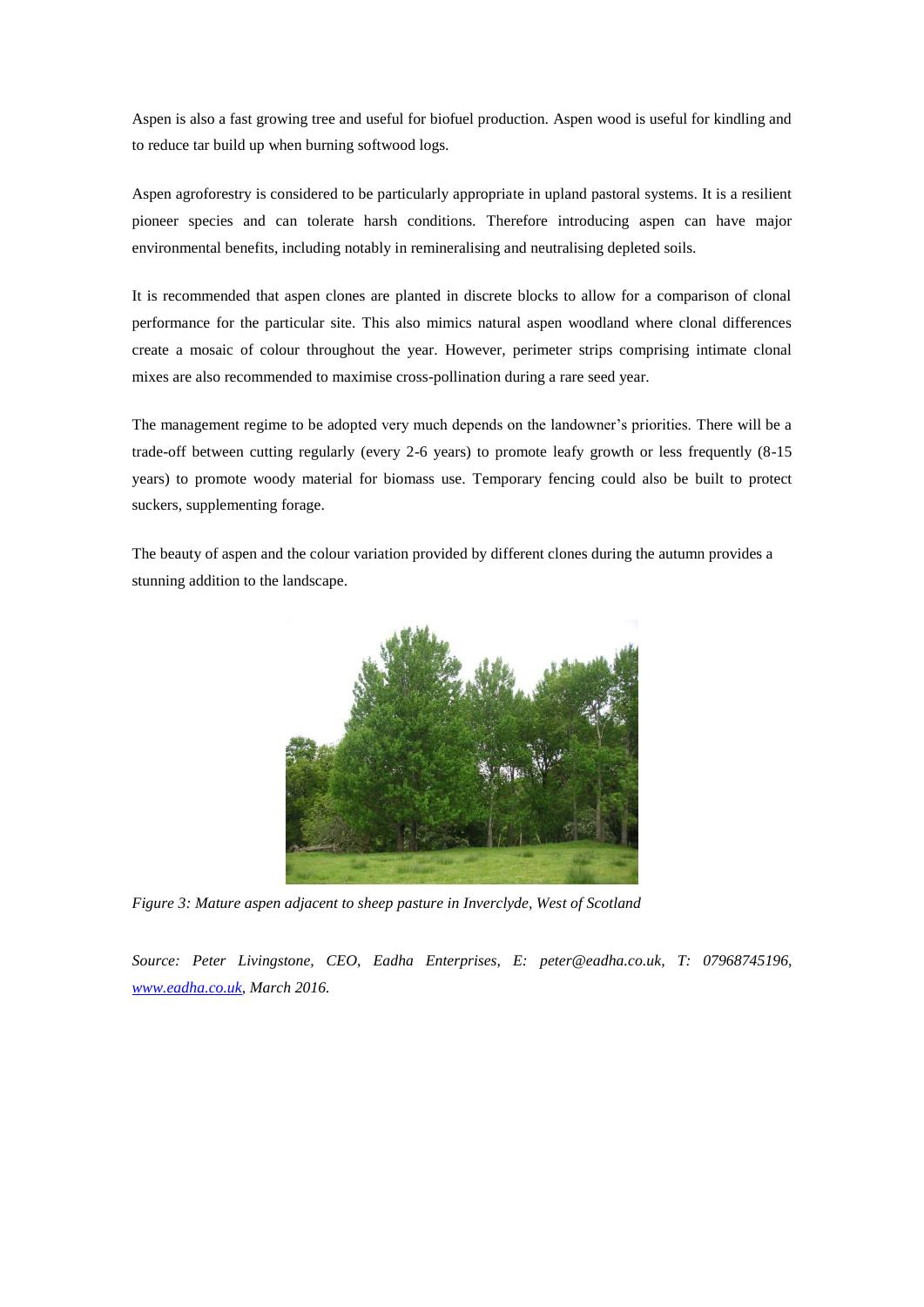Aspen is also a fast growing tree and useful for biofuel production. Aspen wood is useful for kindling and to reduce tar build up when burning softwood logs.

Aspen agroforestry is considered to be particularly appropriate in upland pastoral systems. It is a resilient pioneer species and can tolerate harsh conditions. Therefore introducing aspen can have major environmental benefits, including notably in remineralising and neutralising depleted soils.

It is recommended that aspen clones are planted in discrete blocks to allow for a comparison of clonal performance for the particular site. This also mimics natural aspen woodland where clonal differences create a mosaic of colour throughout the year. However, perimeter strips comprising intimate clonal mixes are also recommended to maximise cross-pollination during a rare seed year.

The management regime to be adopted very much depends on the landowner's priorities. There will be a trade-off between cutting regularly (every 2-6 years) to promote leafy growth or less frequently (8-15 years) to promote woody material for biomass use. Temporary fencing could also be built to protect suckers, supplementing forage.

The beauty of aspen and the colour variation provided by different clones during the autumn provides a stunning addition to the landscape.

*Figure 3: Mature aspen adjacent to sheep pasture in Inverclyde, West of Scotland*

*Source: Peter Livingstone, CEO, Eadha Enterprises, E: peter@eadha.co.uk, T: 07968745196, www.eadha.co.uk, March 2016.*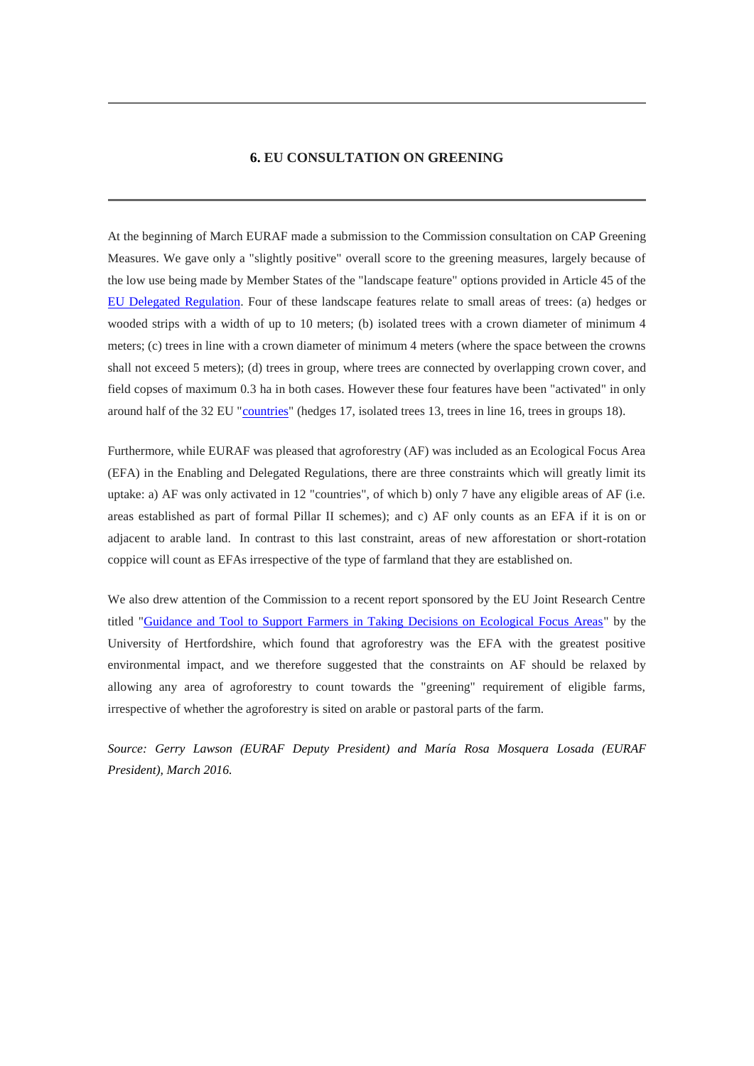## 6. EU CONSULTATION ON GREENING

At the beginning of March EURAF made a submission to the Commission consultation on CAP Greening Measures. We gave only a "slightly positive" overall score to the greening measures, largely because of the low use being made by Member States of the "landscape feature" options provided in Article 45 of the [EU Delegated Regulation](). Four of these landscape features relate to small areas of trees: (a) hedges or wooded strips with a width of up to 10 meters; (b) isolated trees with a crown diameter of minimum 4 meters; (c) trees in line with a crown diameter of minimum 4 meters (where the space between the crowns shall not exceed 5 meters); (d) trees in group, where trees are connected by overlapping crown cover, and field copses of maximum 0.3 ha in both cases. However these four features have been "activated" in only around half of the 32 EU "[countries]()" (hedges 17, isolated trees 13, trees in line 16, trees in groups 18).

Furthermore, while EURAF was pleased that agroforestry (AF) was included as an Ecological Focus Area (EFA) in the Enabling and Delegated Regulations, there are three constraints which will greatly limit its uptake: a) AF was only activated in 12 "countries", of which b) only 7 have any eligible areas of AF (i.e. areas established as part of formal Pillar II schemes); and c) AF only counts as an EFA if it is on or adjacent to arable land. In contrast to this last constraint, areas of new afforestation or short-rotation coppice will count as EFAs irrespective of the type of farmland that they are established on.

We also drew attention of the Commission to a recent report sponsored by the EU Joint Research Centre titled "[Guidance and Tool to Support Farmers in Taking Decisions on Ecological Focus Areas]()" by the University of Hertfordshire, which found that agroforestry was the EFA with the greatest positive environmental impact, and we therefore suggested that the constraints on AF should be relaxed by allowing any area of agroforestry to count towards the "greening" requirement of eligible farms, irrespective of whether the agroforestry is sited on arable or pastoral parts of the farm.

*Source: Gerry Lawson (EURAF Deputy President) and María Rosa Mosquera Losada (EURAF President), March 2016.*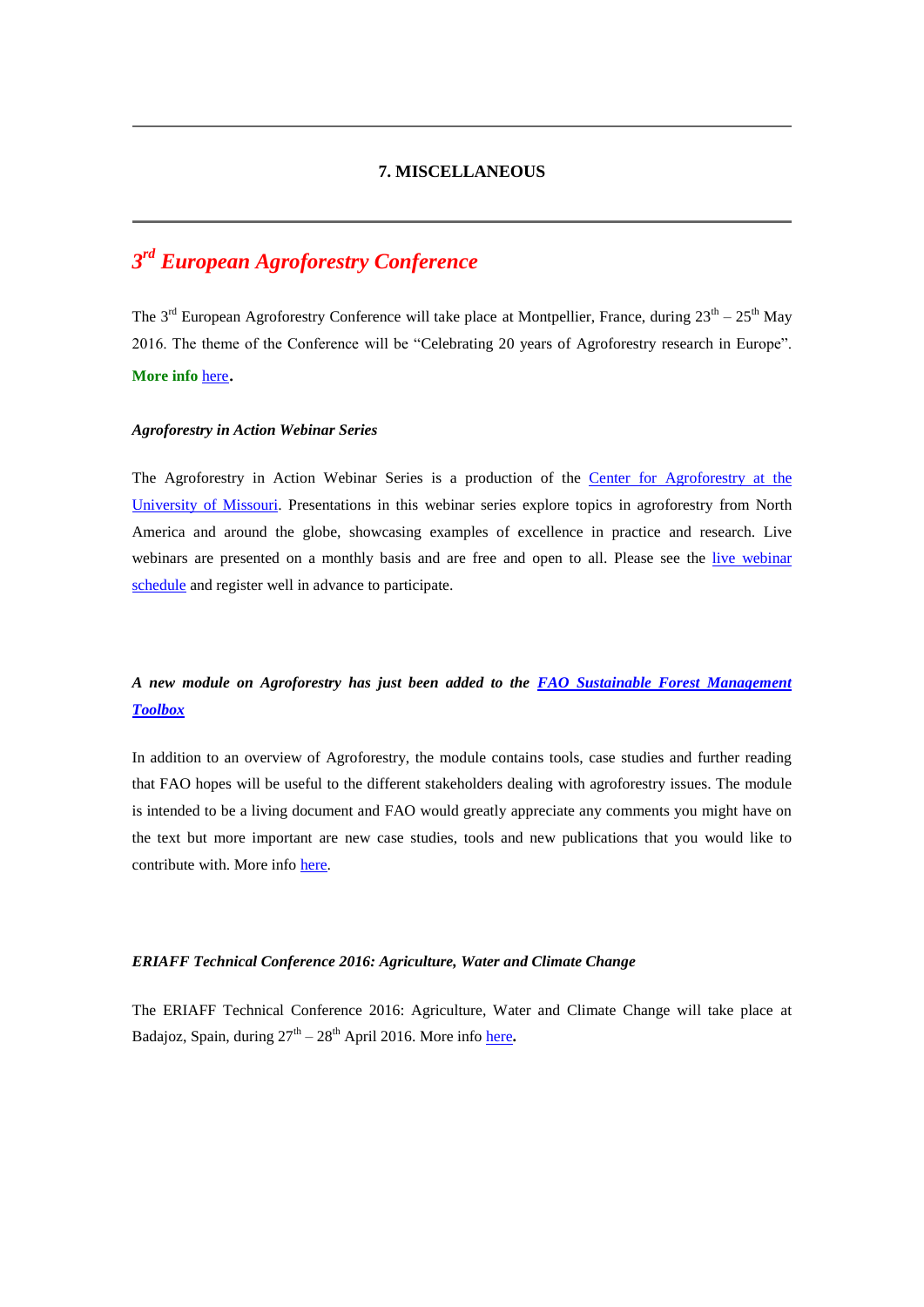## 7. MISCELLANEOUS

### *3rd European Agroforestry Conference*

The 3rd European Agroforestry Conference will take place at Montpellier, France, during 23th – 25th May 2016. The theme of the Conference will be "Celebrating 20 years of Agroforestry research in Europe". **More info here.**

#### *Agroforestry in Action Webinar Series*

The Agroforestry in Action Webinar Series is a production of the Center for Agroforestry at the University of Missouri. Presentations in this webinar series explore topics in agroforestry from North America and around the globe, showcasing examples of excellence in practice and research. Live webinars are presented on a monthly basis and are free and open to all. Please see the live webinar schedule and register well in advance to participate.

#### *A new module on Agroforestry has just been added to the FAO Sustainable Forest Management Toolbox*

In addition to an overview of Agroforestry, the module contains tools, case studies and further reading that FAO hopes will be useful to the different stakeholders dealing with agroforestry issues. The module is intended to be a living document and FAO would greatly appreciate any comments you might have on the text but more important are new case studies, tools and new publications that you would like to contribute with. More info here.

#### *ERIAFF Technical Conference 2016: Agriculture, Water and Climate Change*

The ERIAFF Technical Conference 2016: Agriculture, Water and Climate Change will take place at Badajoz, Spain, during 27th – 28th April 2016. More info here.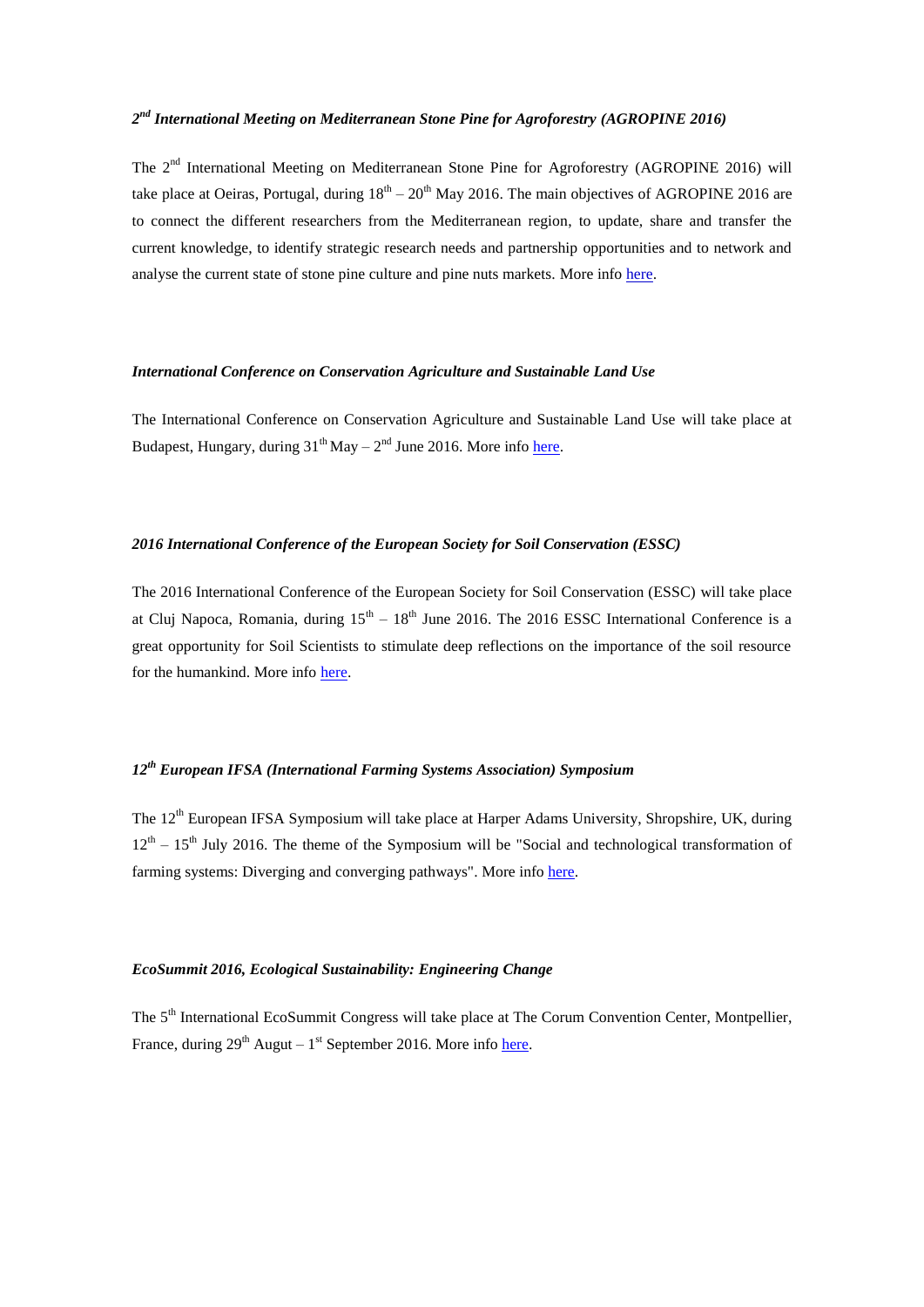### *2nd International Meeting on Mediterranean Stone Pine for Agroforestry (AGROPINE 2016)*

The 2nd International Meeting on Mediterranean Stone Pine for Agroforestry (AGROPINE 2016) will take place at Oeiras, Portugal, during 18th – 20th May 2016. The main objectives of AGROPINE 2016 are to connect the different researchers from the Mediterranean region, to update, share and transfer the current knowledge, to identify strategic research needs and partnership opportunities and to network and analyse the current state of stone pine culture and pine nuts markets. More info here.

### *International Conference on Conservation Agriculture and Sustainable Land Use*

The International Conference on Conservation Agriculture and Sustainable Land Use will take place at Budapest, Hungary, during 31th May – 2nd June 2016. More info here.

### *2016 International Conference of the European Society for Soil Conservation (ESSC)*

The 2016 International Conference of the European Society for Soil Conservation (ESSC) will take place at Cluj Napoca, Romania, during 15th – 18th June 2016. The 2016 ESSC International Conference is a great opportunity for Soil Scientists to stimulate deep reflections on the importance of the soil resource for the humankind. More info here.

### *12th European IFSA (International Farming Systems Association) Symposium*

The 12th European IFSA Symposium will take place at Harper Adams University, Shropshire, UK, during 12th – 15th July 2016. The theme of the Symposium will be "Social and technological transformation of farming systems: Diverging and converging pathways". More info here.

### *EcoSummit 2016, Ecological Sustainability: Engineering Change*

The 5th International EcoSummit Congress will take place at The Corum Convention Center, Montpellier, France, during 29th Augut – 1st September 2016. More info here.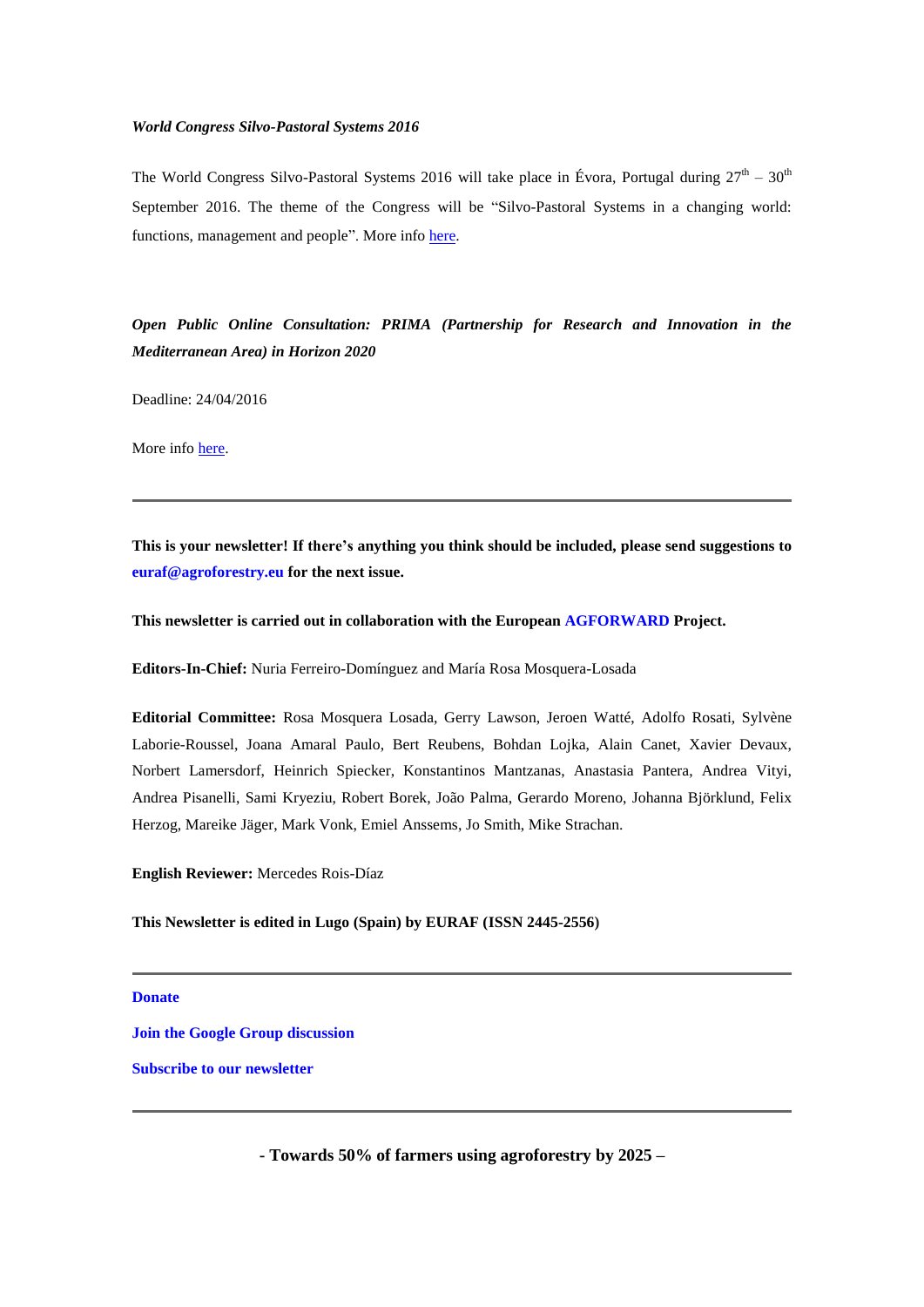***World Congress Silvo-Pastoral Systems 2016***

The World Congress Silvo-Pastoral Systems 2016 will take place in Évora, Portugal during 27th – 30th September 2016. The theme of the Congress will be "Silvo-Pastoral Systems in a changing world: functions, management and people". More info here.

***Open Public Online Consultation: PRIMA (Partnership for Research and Innovation in the Mediterranean Area) in Horizon 2020***

Deadline: 24/04/2016

More info here.

---

**This is your newsletter! If there's anything you think should be included, please send suggestions to euraf@agroforestry.eu for the next issue.**

**This newsletter is carried out in collaboration with the European AGFORWARD Project.**

**Editors-In-Chief:** Nuria Ferreiro-Domínguez and María Rosa Mosquera-Losada

**Editorial Committee:** Rosa Mosquera Losada, Gerry Lawson, Jeroen Watté, Adolfo Rosati, Sylvène Laborie-Roussel, Joana Amaral Paulo, Bert Reubens, Bohdan Lojka, Alain Canet, Xavier Devaux, Norbert Lamersdorf, Heinrich Spiecker, Konstantinos Mantzanas, Anastasia Pantera, Andrea Vityi, Andrea Pisanelli, Sami Kryeziu, Robert Borek, João Palma, Gerardo Moreno, Johanna Björklund, Felix Herzog, Mareike Jäger, Mark Vonk, Emiel Anssems, Jo Smith, Mike Strachan.

**English Reviewer:** Mercedes Rois-Díaz

**This Newsletter is edited in Lugo (Spain) by EURAF (ISSN 2445-2556)**

---

**Donate**

**Join the Google Group discussion**

**Subscribe to our newsletter**

---

**- Towards 50% of farmers using agroforestry by 2025 –**